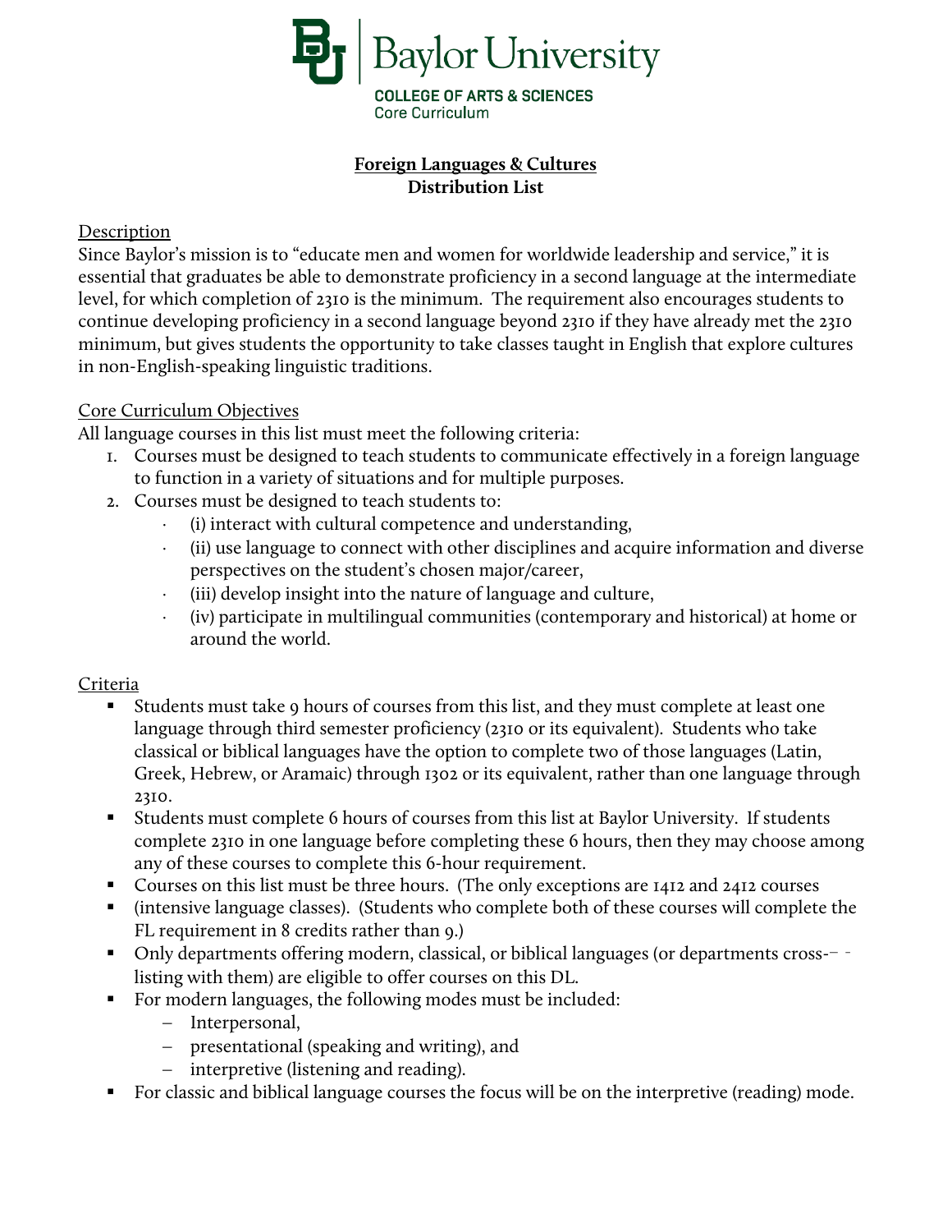Baylor University

COLLEGE OF ARTS & SCIENCES
Core Curriculum

# Foreign Languages & Cultures
## Distribution List

### Description

Since Baylor's mission is to "educate men and women for worldwide leadership and service," it is essential that graduates be able to demonstrate proficiency in a second language at the intermediate level, for which completion of 2310 is the minimum. The requirement also encourages students to continue developing proficiency in a second language beyond 2310 if they have already met the 2310 minimum, but gives students the opportunity to take classes taught in English that explore cultures in non-English-speaking linguistic traditions.

### Core Curriculum Objectives

All language courses in this list must meet the following criteria:

1. Courses must be designed to teach students to communicate effectively in a foreign language to function in a variety of situations and for multiple purposes.
2. Courses must be designed to teach students to:
   - (i) interact with cultural competence and understanding,
   - (ii) use language to connect with other disciplines and acquire information and diverse perspectives on the student's chosen major/career,
   - (iii) develop insight into the nature of language and culture,
   - (iv) participate in multilingual communities (contemporary and historical) at home or around the world.

### Criteria

- Students must take 9 hours of courses from this list, and they must complete at least one language through third semester proficiency (2310 or its equivalent). Students who take classical or biblical languages have the option to complete two of those languages (Latin, Greek, Hebrew, or Aramaic) through 1302 or its equivalent, rather than one language through 2310.
- Students must complete 6 hours of courses from this list at Baylor University. If students complete 2310 in one language before completing these 6 hours, then they may choose among any of these courses to complete this 6-hour requirement.
- Courses on this list must be three hours. (The only exceptions are 1412 and 2412 courses
- (intensive language classes). (Students who complete both of these courses will complete the FL requirement in 8 credits rather than 9.)
- Only departments offering modern, classical, or biblical languages (or departments cross-listing with them) are eligible to offer courses on this DL.
- For modern languages, the following modes must be included:
  - Interpersonal,
  - presentational (speaking and writing), and
  - interpretive (listening and reading).
- For classic and biblical language courses the focus will be on the interpretive (reading) mode.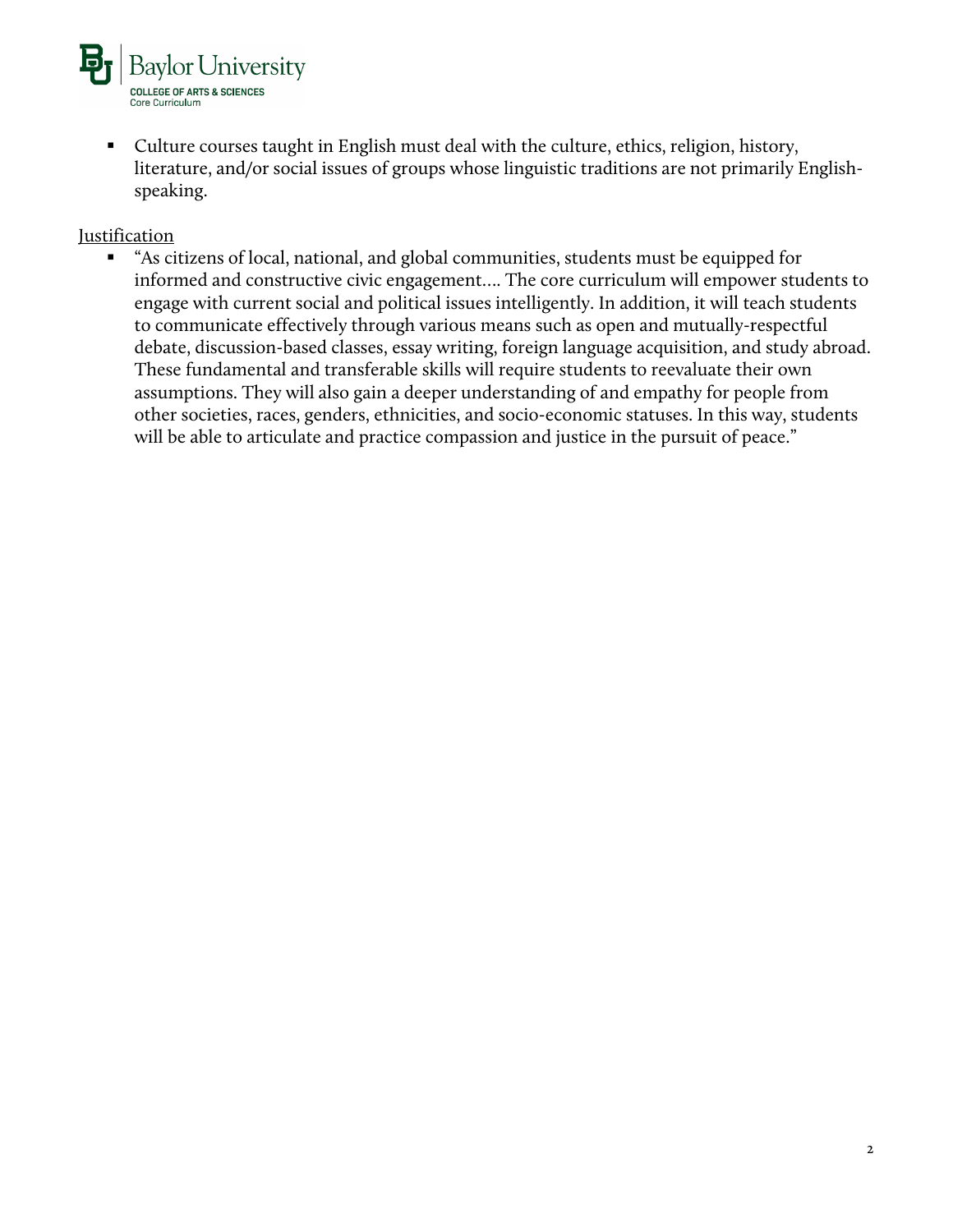- Culture courses taught in English must deal with the culture, ethics, religion, history, literature, and/or social issues of groups whose linguistic traditions are not primarily English-speaking.

Justification

- "As citizens of local, national, and global communities, students must be equipped for informed and constructive civic engagement…. The core curriculum will empower students to engage with current social and political issues intelligently. In addition, it will teach students to communicate effectively through various means such as open and mutually-respectful debate, discussion-based classes, essay writing, foreign language acquisition, and study abroad. These fundamental and transferable skills will require students to reevaluate their own assumptions. They will also gain a deeper understanding of and empathy for people from other societies, races, genders, ethnicities, and socio-economic statuses. In this way, students will be able to articulate and practice compassion and justice in the pursuit of peace."